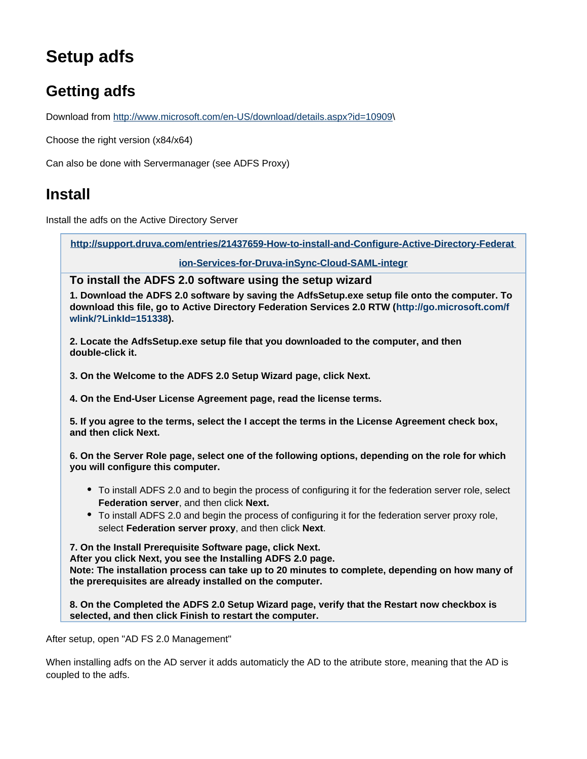# Setup adfs

## Getting adfs

Download from http://www.microsoft.com/en-US/download/details.aspx?id=10909\

Choose the right version (x84/x64)

Can also be done with Servermanager (see ADFS Proxy)

## Install

Install the adfs on the Active Directory Server

> **http://support.druva.com/entries/21437659-How-to-install-and-Configure-Active-Directory-Federation-Services-for-Druva-inSync-Cloud-SAML-integr**
>
> ### To install the ADFS 2.0 software using the setup wizard
>
> **1. Download the ADFS 2.0 software by saving the AdfsSetup.exe setup file onto the computer. To download this file, go to Active Directory Federation Services 2.0 RTW (http://go.microsoft.com/fwlink/?LinkId=151338).**
>
> **2. Locate the AdfsSetup.exe setup file that you downloaded to the computer, and then double-click it.**
>
> **3. On the Welcome to the ADFS 2.0 Setup Wizard page, click Next.**
>
> **4. On the End-User License Agreement page, read the license terms.**
>
> **5. If you agree to the terms, select the I accept the terms in the License Agreement check box, and then click Next.**
>
> **6. On the Server Role page, select one of the following options, depending on the role for which you will configure this computer.**
>
> - To install ADFS 2.0 and to begin the process of configuring it for the federation server role, select **Federation server**, and then click **Next.**
> - To install ADFS 2.0 and begin the process of configuring it for the federation server proxy role, select **Federation server proxy**, and then click **Next**.
>
> **7. On the Install Prerequisite Software page, click Next.**
> **After you click Next, you see the Installing ADFS 2.0 page.**
> **Note: The installation process can take up to 20 minutes to complete, depending on how many of the prerequisites are already installed on the computer.**
>
> **8. On the Completed the ADFS 2.0 Setup Wizard page, verify that the Restart now checkbox is selected, and then click Finish to restart the computer.**

After setup, open "AD FS 2.0 Management"

When installing adfs on the AD server it adds automaticly the AD to the atribute store, meaning that the AD is coupled to the adfs.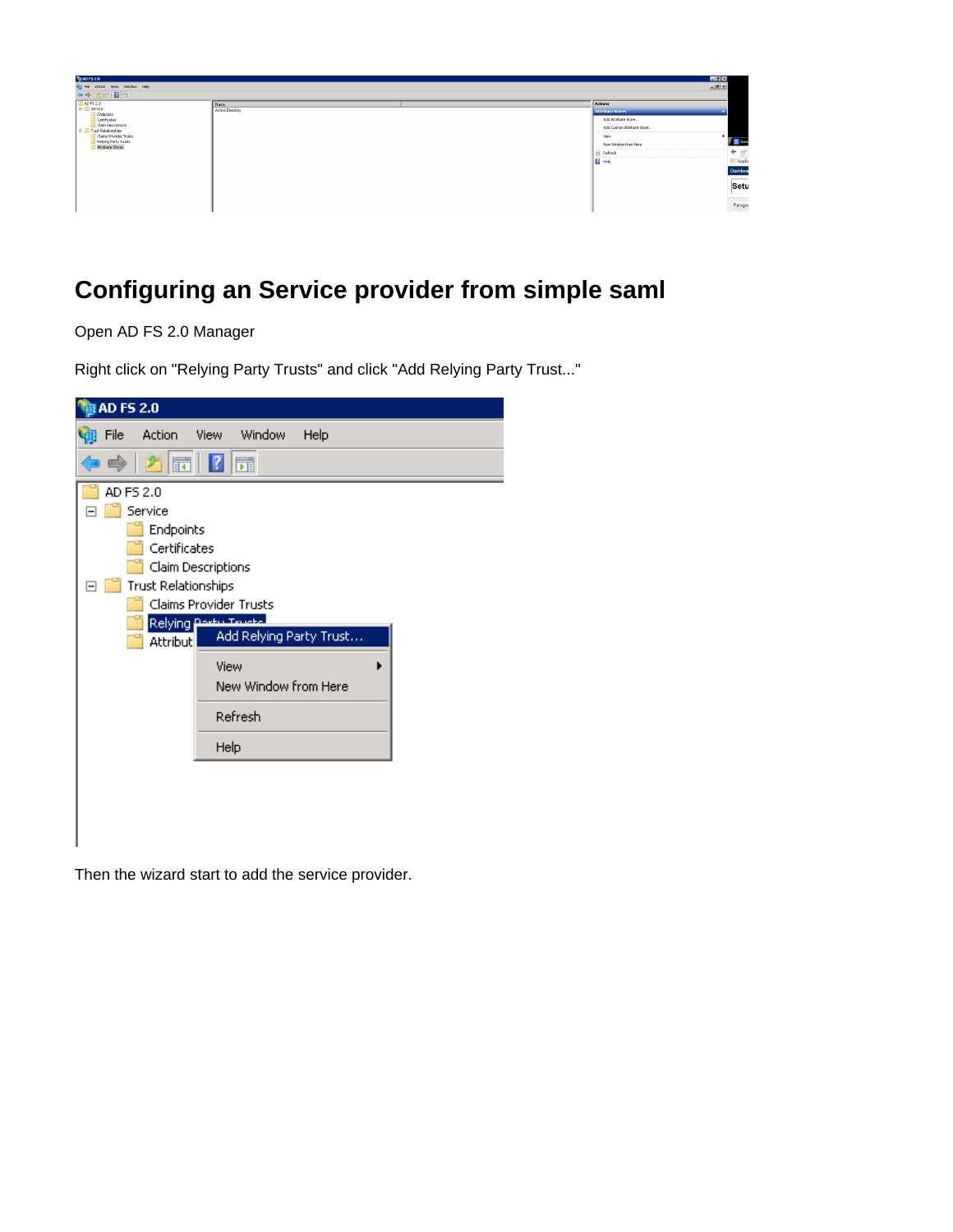# Configuring an Service provider from simple saml

Open AD FS 2.0 Manager

Right click on "Relying Party Trusts" and click "Add Relying Party Trust..."

Then the wizard start to add the service provider.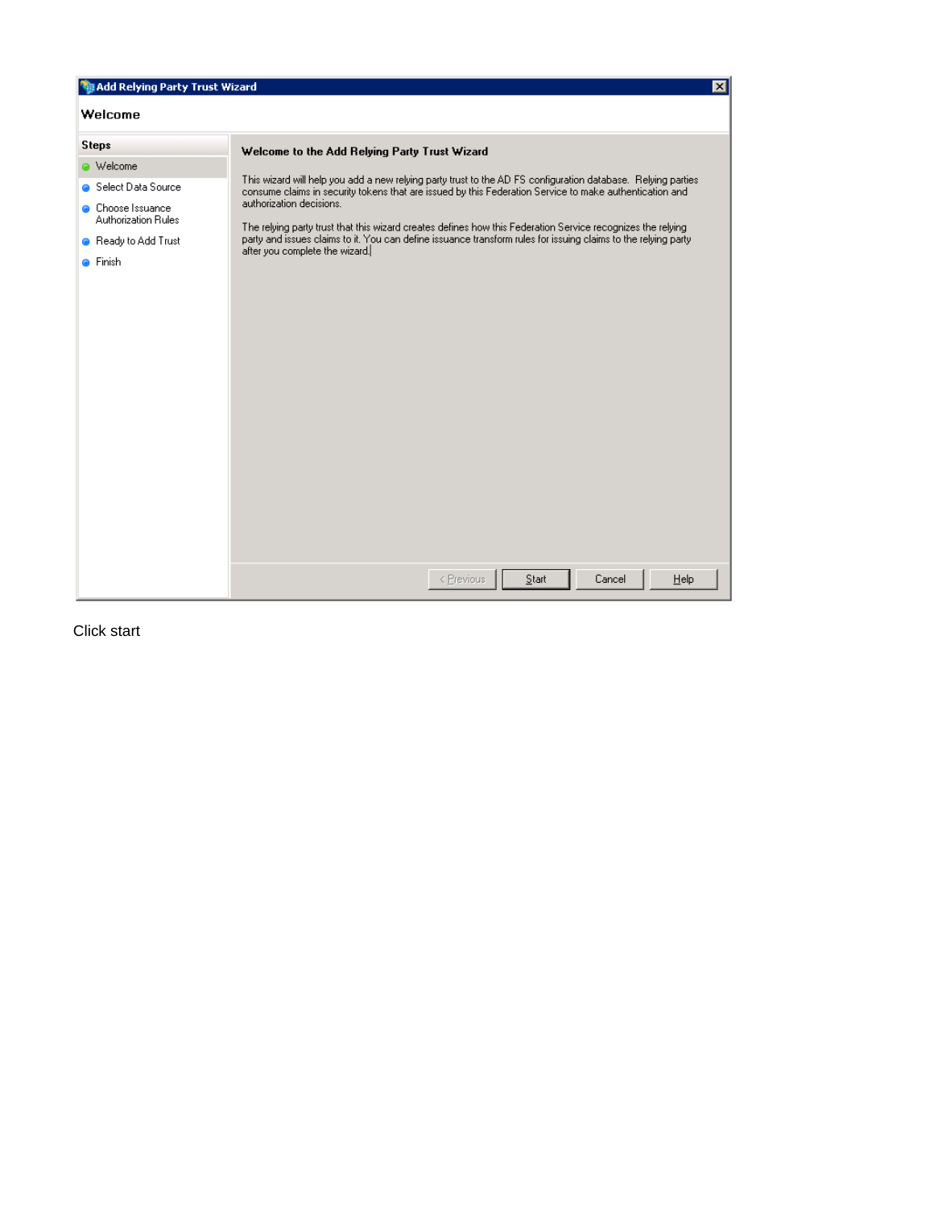Add Relying Party Trust Wizard

Welcome

Steps

- Welcome
- Select Data Source
- Choose Issuance Authorization Rules
- Ready to Add Trust
- Finish

**Welcome to the Add Relying Party Trust Wizard**

This wizard will help you add a new relying party trust to the AD FS configuration database. Relying parties consume claims in security tokens that are issued by this Federation Service to make authorization decisions.

The relying party trust that this wizard creates defines how this Federation Service recognizes the relying party and issues claims to it. You can define issuance transform rules for issuing claims to the relying party after you complete the wizard.

< Previous | Start | Cancel | Help

Click start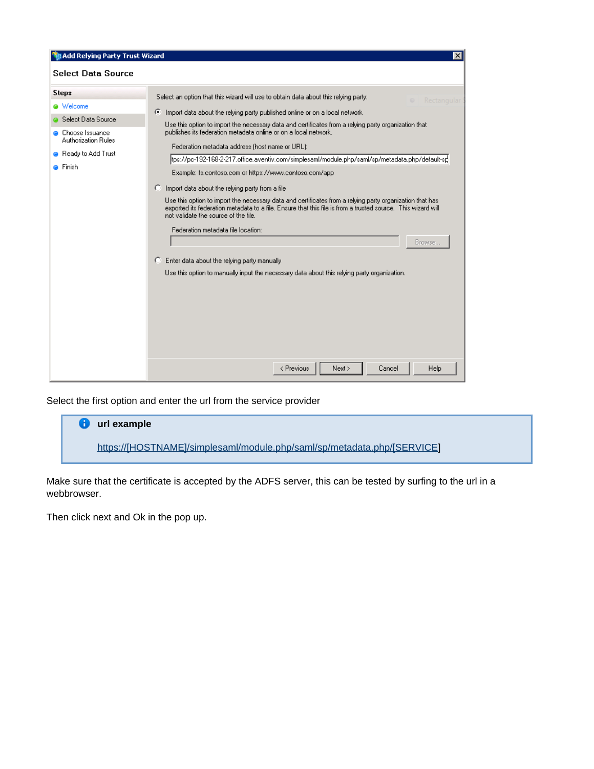Select the first option and enter the url from the service provider

> **url example**
>
> https://[HOSTNAME]/simplesaml/module.php/saml/sp/metadata.php/[SERVICE]

Make sure that the certificate is accepted by the ADFS server, this can be tested by surfing to the url in a webbrowser.

Then click next and Ok in the pop up.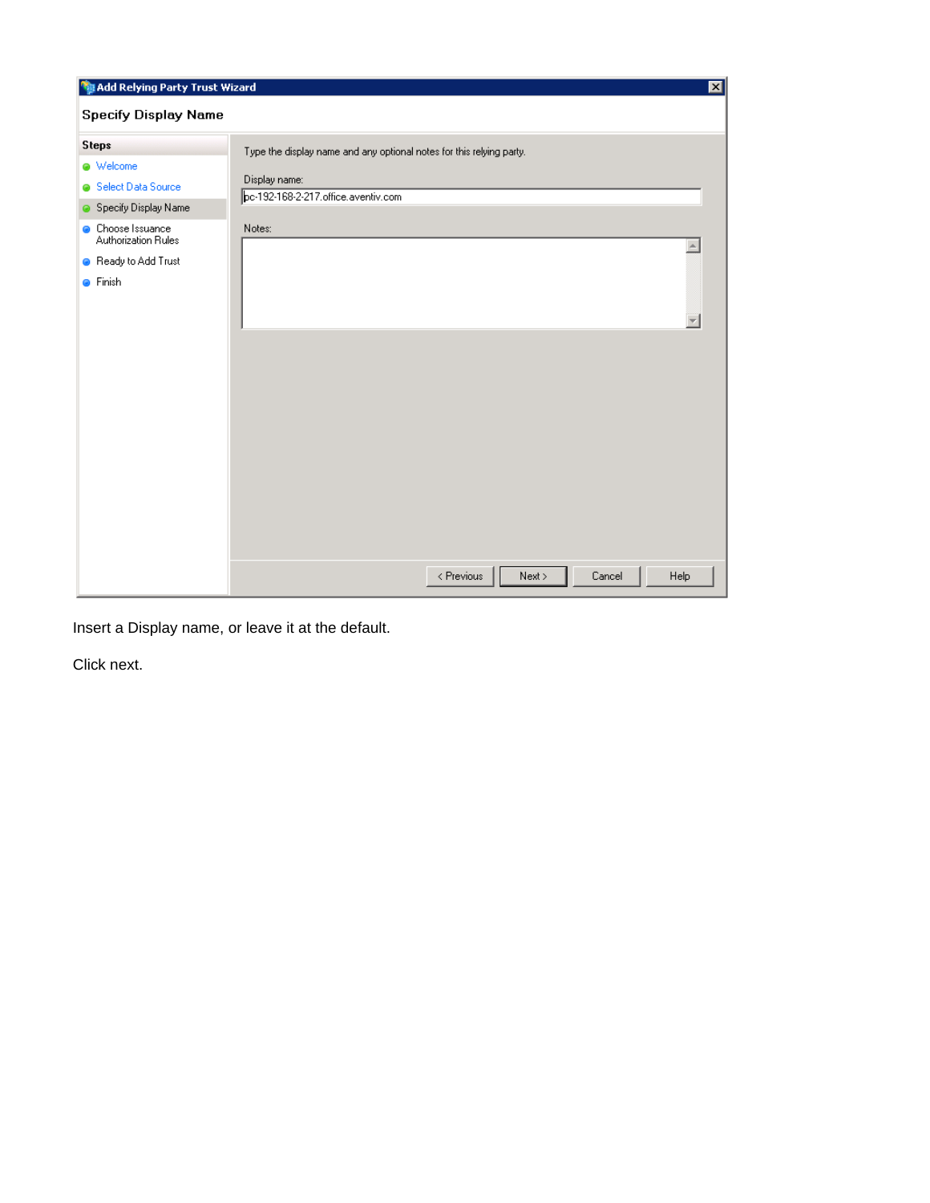Insert a Display name, or leave it at the default.

Click next.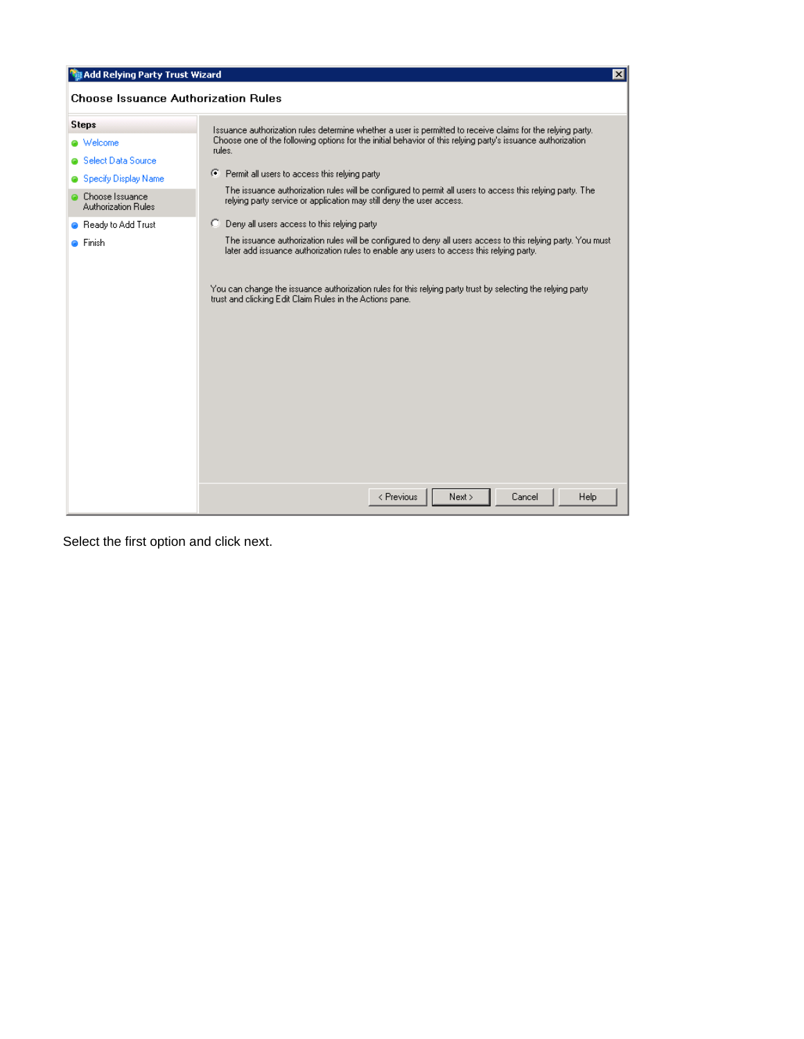**Add Relying Party Trust Wizard**

**Choose Issuance Authorization Rules**

**Steps**

- Welcome
- Select Data Source
- Specify Display Name
- Choose Issuance Authorization Rules
- Ready to Add Trust
- Finish

Issuance authorization rules determine whether a user is permitted to receive claims for the relying party. Choose one of the following options for the initial behavior of this relying party's issuance authorization rules.

(●) Permit all users to access this relying party

The issuance authorization rules will be configured to permit all users to access this relying party. The relying party service or application may still deny the user access.

( ) Deny all users access to this relying party

The issuance authorization rules will be configured to deny all users access to this relying party. You must later add issuance authorization rules to enable any users to access this relying party.

You can change the issuance authorization rules for this relying party trust by selecting the relying party trust and clicking Edit Claim Rules in the Actions pane.

< Previous | Next > | Cancel | Help

Select the first option and click next.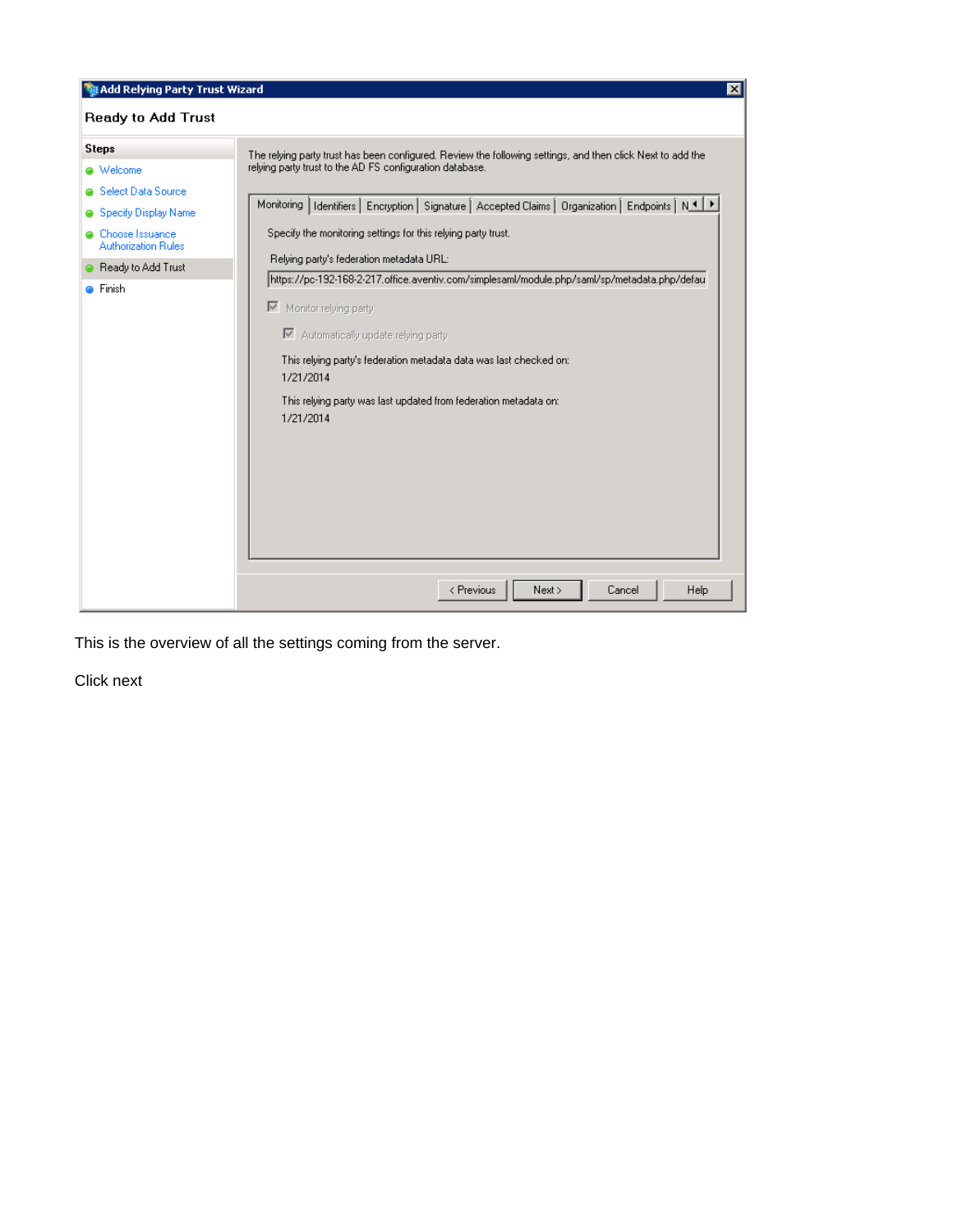This is the overview of all the settings coming from the server.

Click next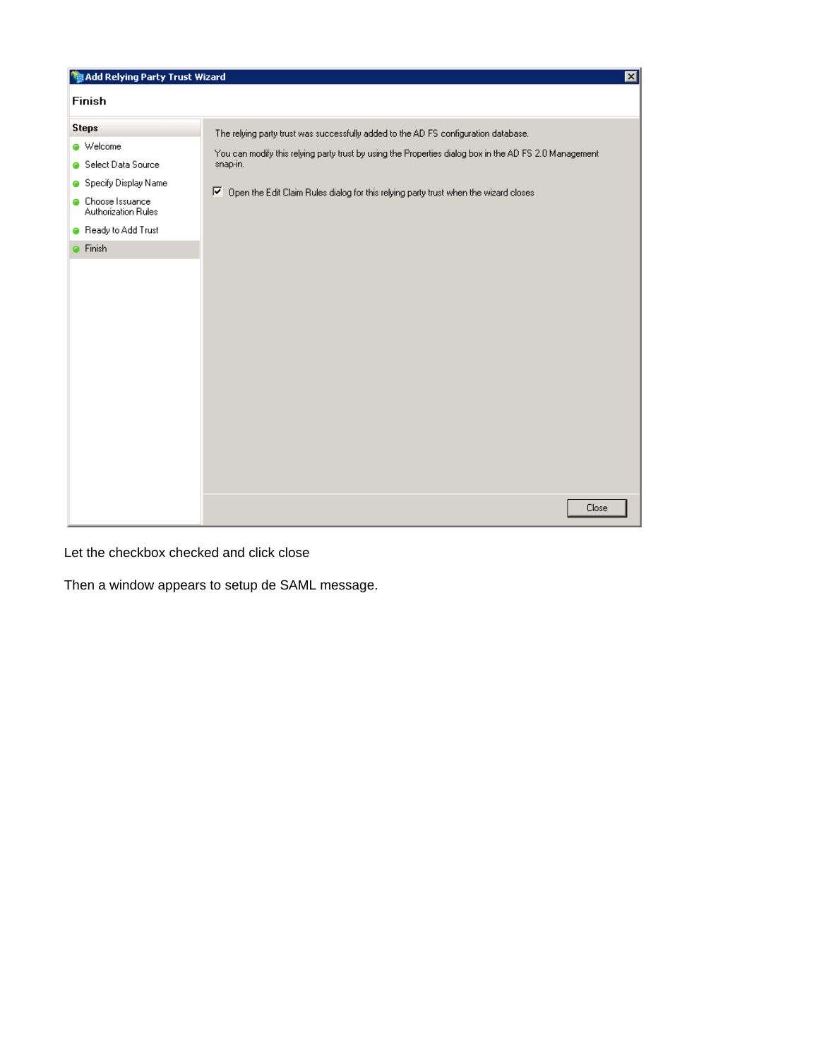Let the checkbox checked and click close

Then a window appears to setup de SAML message.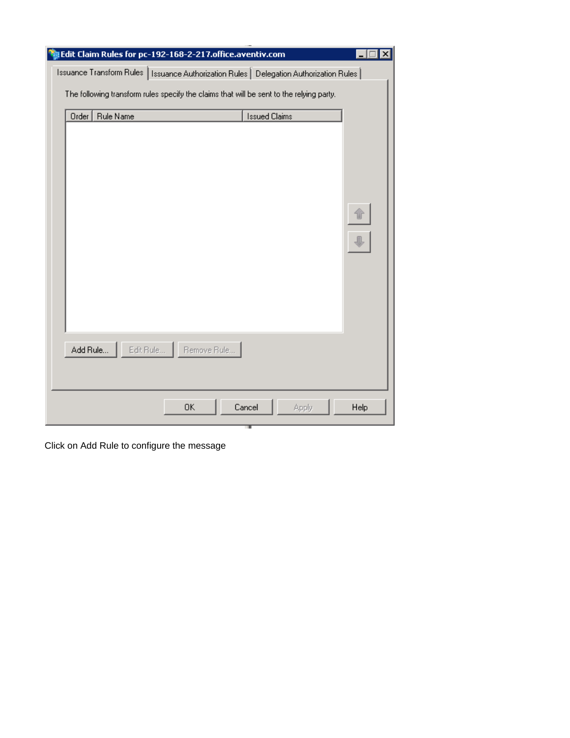Click on Add Rule to configure the message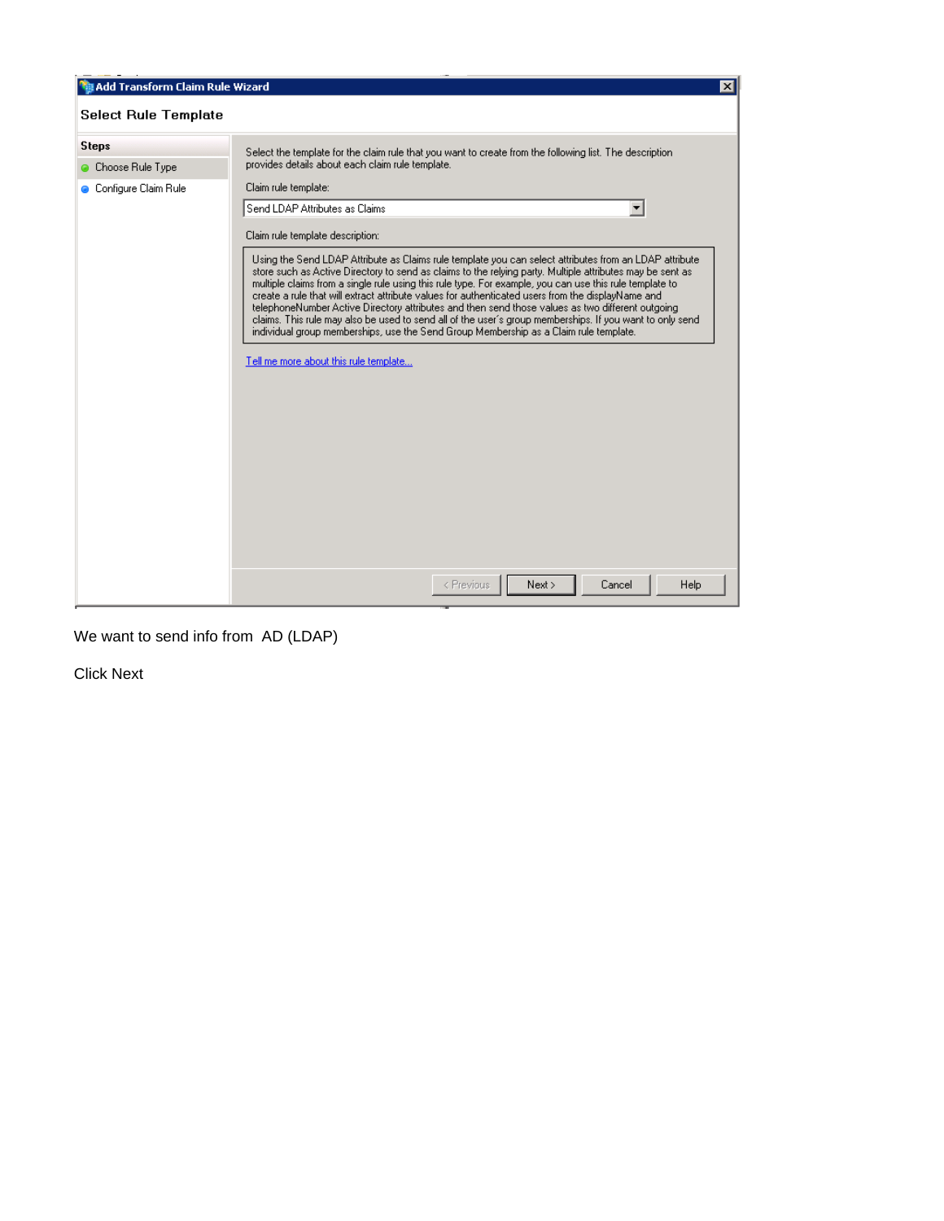**Add Transform Claim Rule Wizard**

**Select Rule Template**

**Steps**

- Choose Rule Type
- Configure Claim Rule

Select the template for the claim rule that you want to create from the following list. The description provides details about each claim rule template.

Claim rule template:

Send LDAP Attributes as Claims

Claim rule template description:

Using the Send LDAP Attribute as Claims rule template you can select attributes from an LDAP attribute store such as Active Directory to send as claims to the relying party. Multiple attributes may be sent as multiple claims from a single rule using this rule type. For example, you can use this rule template to create a rule that will extract attribute values for authenticated users from the displayName and telephoneNumber Active Directory attributes and then send those values as two different outgoing claims. This rule may also be used to send all of the user's group memberships. If you want to only send individual group memberships, use the Send Group Membership as a Claim rule template.

Tell me more about this rule template...

< Previous | Next > | Cancel | Help

We want to send info from AD (LDAP)

Click Next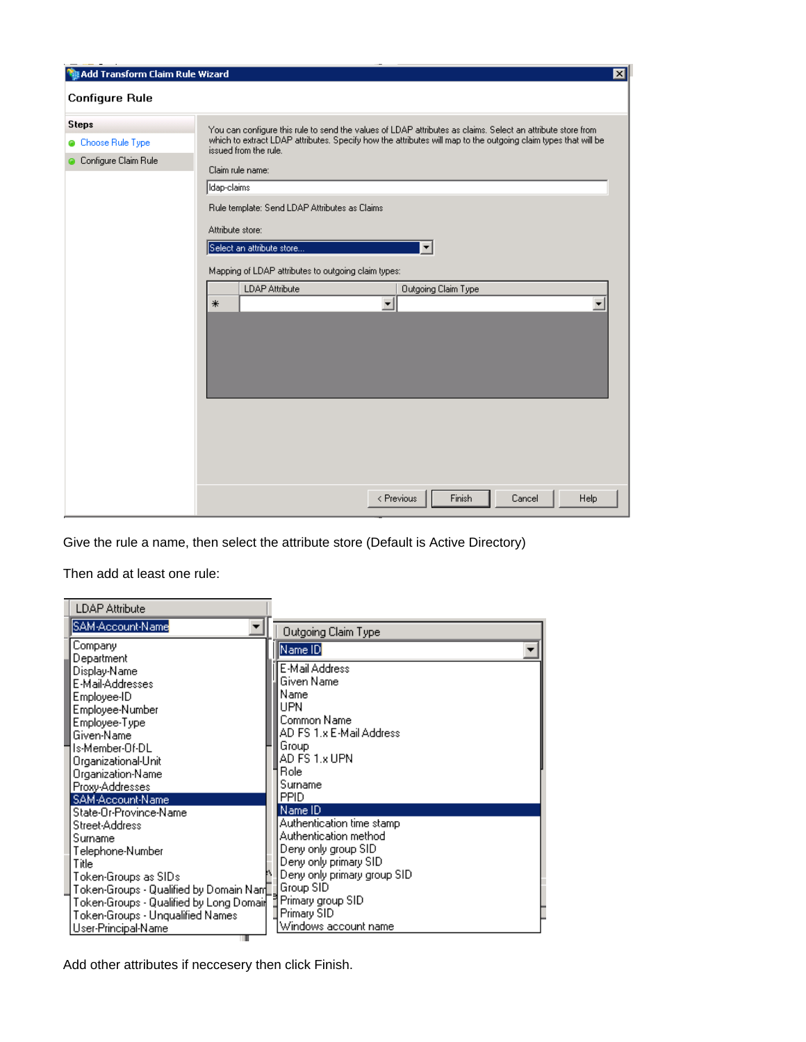Give the rule a name, then select the attribute store (Default is Active Directory)

Then add at least one rule:

Add other attributes if neccesery then click Finish.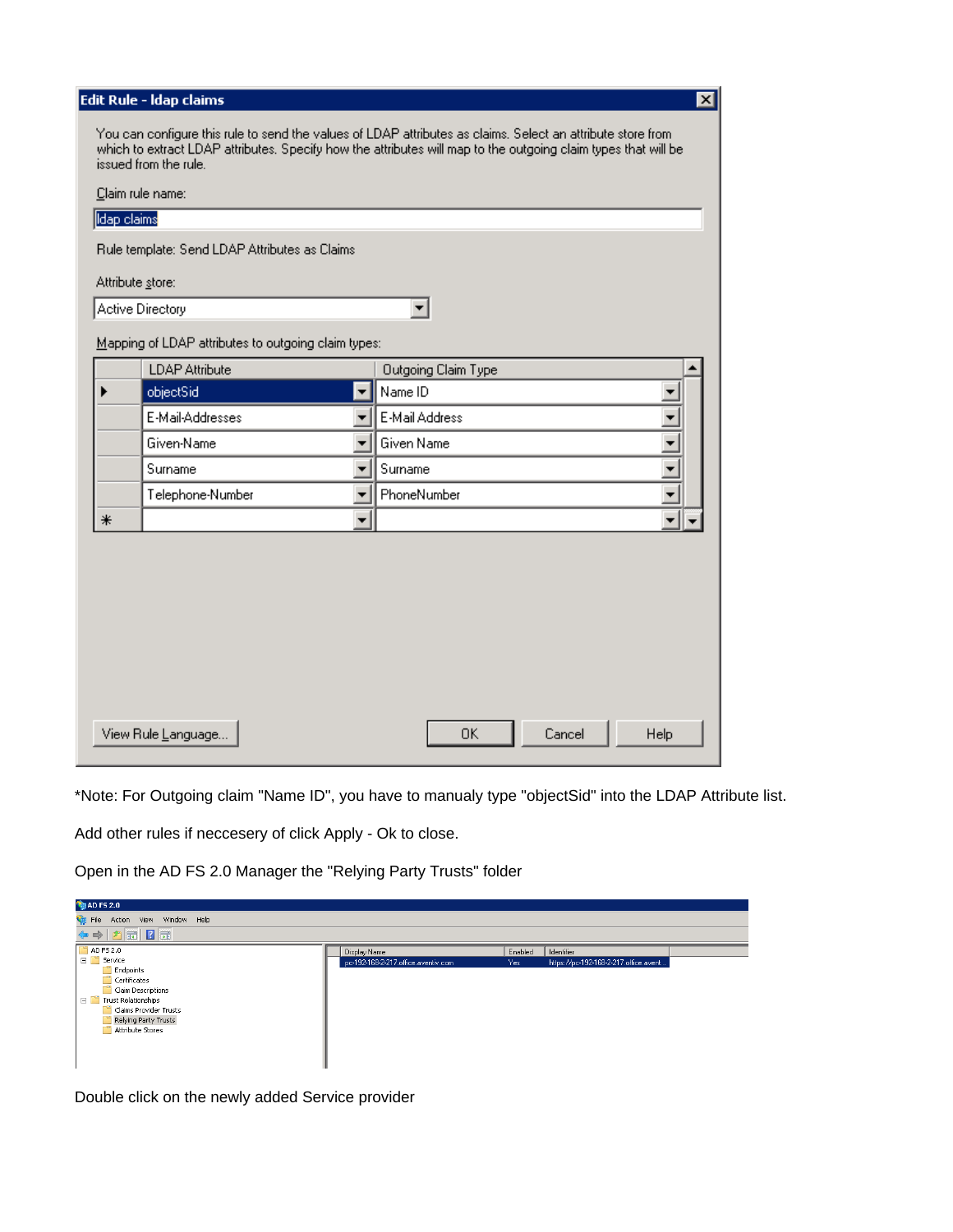**Edit Rule - ldap claims**

You can configure this rule to send the values of LDAP attributes as claims. Select an attribute store from which to extract LDAP attributes. Specify how the attributes will map to the outgoing claim types that will be issued from the rule.

Claim rule name:

ldap claims

Rule template: Send LDAP Attributes as Claims

Attribute store:

Active Directory

Mapping of LDAP attributes to outgoing claim types:

| LDAP Attribute | Outgoing Claim Type |
|---|---|
| objectSid | Name ID |
| E-Mail-Addresses | E-Mail Address |
| Given-Name | Given Name |
| Surname | Surname |
| Telephone-Number | PhoneNumber |

View Rule Language... | OK | Cancel | Help

*Note: For Outgoing claim "Name ID", you have to manualy type "objectSid" into the LDAP Attribute list.

Add other rules if neccesery of click Apply - Ok to close.

Open in the AD FS 2.0 Manager the "Relying Party Trusts" folder

Double click on the newly added Service provider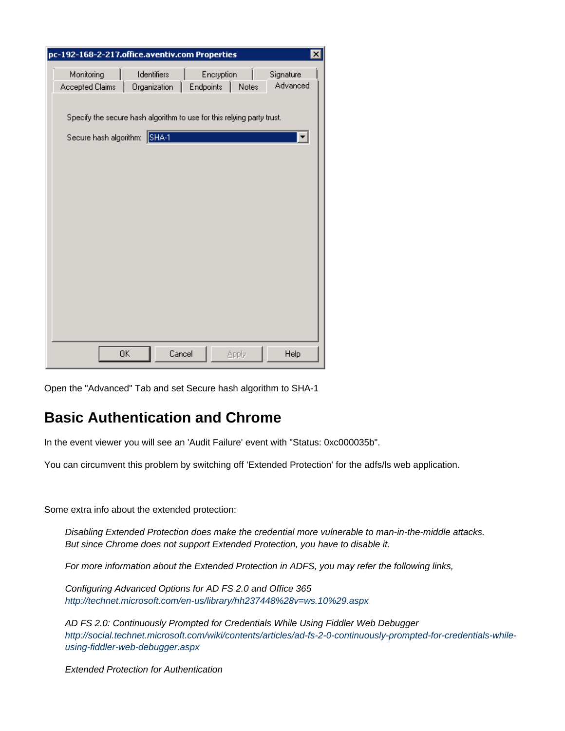Open the "Advanced" Tab and set Secure hash algorithm to SHA-1

## Basic Authentication and Chrome

In the event viewer you will see an 'Audit Failure' event with "Status: 0xc000035b".

You can circumvent this problem by switching off 'Extended Protection' for the adfs/ls web application.

Some extra info about the extended protection:

> *Disabling Extended Protection does make the credential more vulnerable to man-in-the-middle attacks. But since Chrome does not support Extended Protection, you have to disable it.*
>
> *For more information about the Extended Protection in ADFS, you may refer the following links,*
>
> *Configuring Advanced Options for AD FS 2.0 and Office 365*
> *http://technet.microsoft.com/en-us/library/hh237448%28v=ws.10%29.aspx*
>
> *AD FS 2.0: Continuously Prompted for Credentials While Using Fiddler Web Debugger*
> *http://social.technet.microsoft.com/wiki/contents/articles/ad-fs-2-0-continuously-prompted-for-credentials-while-using-fiddler-web-debugger.aspx*
>
> *Extended Protection for Authentication*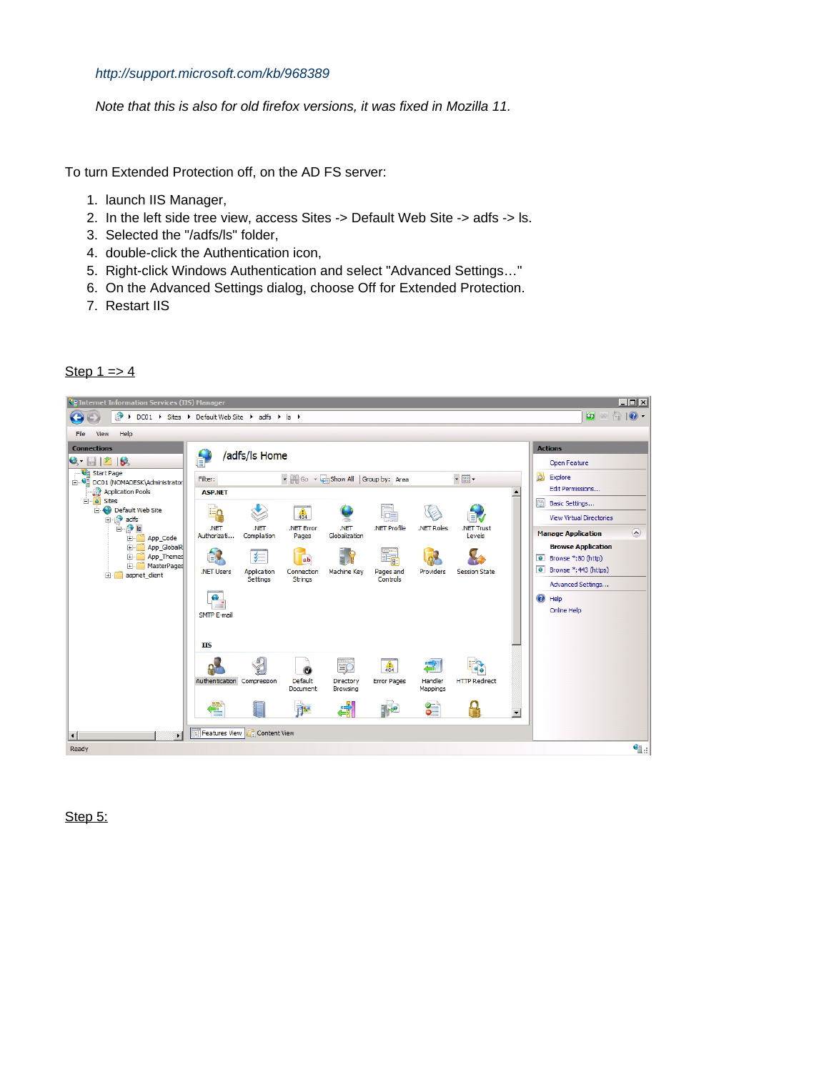*http://support.microsoft.com/kb/968389*

*Note that this is also for old firefox versions, it was fixed in Mozilla 11.*

To turn Extended Protection off, on the AD FS server:

1. launch IIS Manager,
2. In the left side tree view, access Sites -> Default Web Site -> adfs -> ls.
3. Selected the "/adfs/ls" folder,
4. double-click the Authentication icon,
5. Right-click Windows Authentication and select "Advanced Settings…"
6. On the Advanced Settings dialog, choose Off for Extended Protection.
7. Restart IIS

Step 1 => 4

Step 5: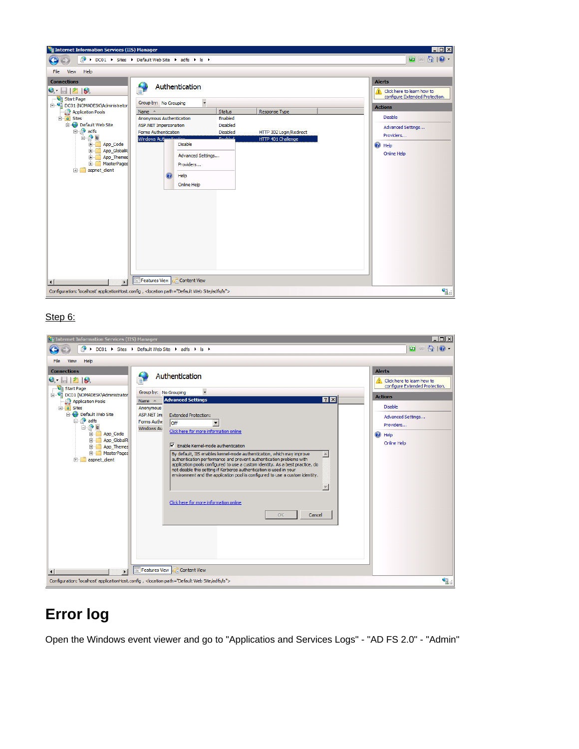Step 6:

# Error log

Open the Windows event viewer and go to "Applicatios and Services Logs" - "AD FS 2.0" - "Admin"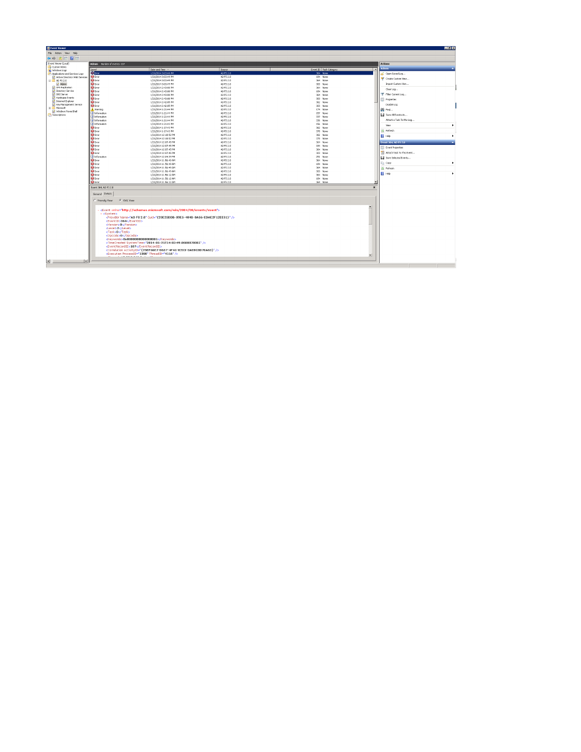```
- <Event xmlns="http://schemas.microsoft.com/win/2004/08/events/event">
  - <System>
      <Provider Name="AD FS 2.0" Guid="{20E25DDB-09E5-404B-8A56-EDAE2F12EE81}" />
      <EventID>364</EventID>
      <Version>0</Version>
      <Level>2</Level>
      <Task>0</Task>
      <Opcode>0</Opcode>
      <Keywords>0x8000000000000001</Keywords>
      <TimeCreated SystemTime="2014-01-21T14:03:49.868007000Z" />
      <EventRecordID>107</EventRecordID>
      <Correlation ActivityID="{23EF66E7-D6B7-4F41-B2D3-DAEBC8D7DA63}" />
      <Execution ProcessID="1808" ThreadID="4116" />
```